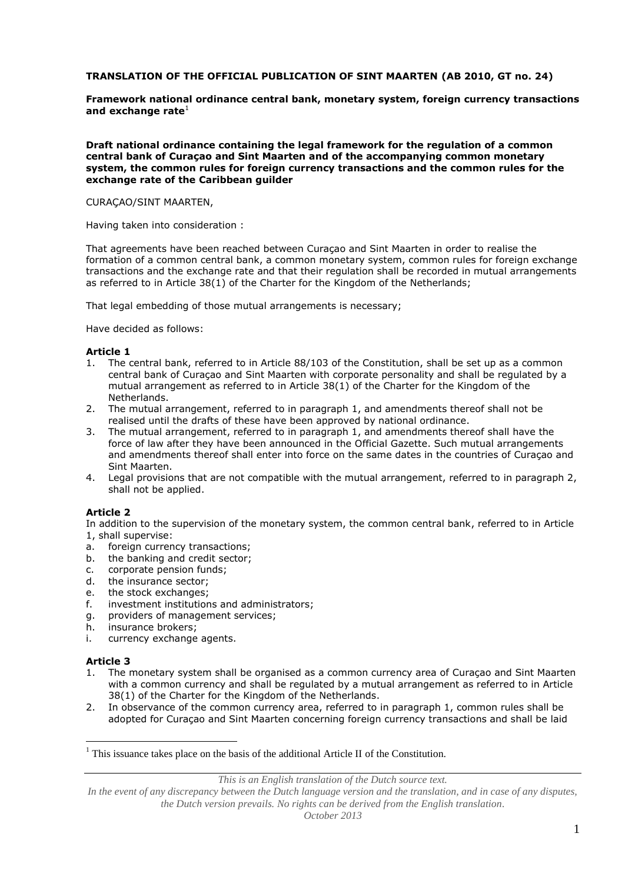**TRANSLATION OF THE OFFICIAL PUBLICATION OF SINT MAARTEN (AB 2010, GT no. 24)**

**Framework national ordinance central bank, monetary system, foreign currency transactions and exchange rate**[1]

**Draft national ordinance containing the legal framework for the regulation of a common central bank of Curaçao and Sint Maarten and of the accompanying common monetary system, the common rules for foreign currency transactions and the common rules for the exchange rate of the Caribbean guilder**

CURAÇAO/SINT MAARTEN,

Having taken into consideration :

That agreements have been reached between Curaçao and Sint Maarten in order to realise the formation of a common central bank, a common monetary system, common rules for foreign exchange transactions and the exchange rate and that their regulation shall be recorded in mutual arrangements as referred to in Article 38(1) of the Charter for the Kingdom of the Netherlands;

That legal embedding of those mutual arrangements is necessary;

Have decided as follows:

**Article 1**

1. The central bank, referred to in Article 88/103 of the Constitution, shall be set up as a common central bank of Curaçao and Sint Maarten with corporate personality and shall be regulated by a mutual arrangement as referred to in Article 38(1) of the Charter for the Kingdom of the Netherlands.
2. The mutual arrangement, referred to in paragraph 1, and amendments thereof shall not be realised until the drafts of these have been approved by national ordinance.
3. The mutual arrangement, referred to in paragraph 1, and amendments thereof shall have the force of law after they have been announced in the Official Gazette. Such mutual arrangements and amendments thereof shall enter into force on the same dates in the countries of Curaçao and Sint Maarten.
4. Legal provisions that are not compatible with the mutual arrangement, referred to in paragraph 2, shall not be applied.

**Article 2**

In addition to the supervision of the monetary system, the common central bank, referred to in Article 1, shall supervise:

a. foreign currency transactions;
b. the banking and credit sector;
c. corporate pension funds;
d. the insurance sector;
e. the stock exchanges;
f. investment institutions and administrators;
g. providers of management services;
h. insurance brokers;
i. currency exchange agents.

**Article 3**

1. The monetary system shall be organised as a common currency area of Curaçao and Sint Maarten with a common currency and shall be regulated by a mutual arrangement as referred to in Article 38(1) of the Charter for the Kingdom of the Netherlands.
2. In observance of the common currency area, referred to in paragraph 1, common rules shall be adopted for Curaçao and Sint Maarten concerning foreign currency transactions and shall be laid

---

[1] This issuance takes place on the basis of the additional Article II of the Constitution.

*This is an English translation of the Dutch source text.*
*In the event of any discrepancy between the Dutch language version and the translation, and in case of any disputes, the Dutch version prevails. No rights can be derived from the English translation.*
*October 2013*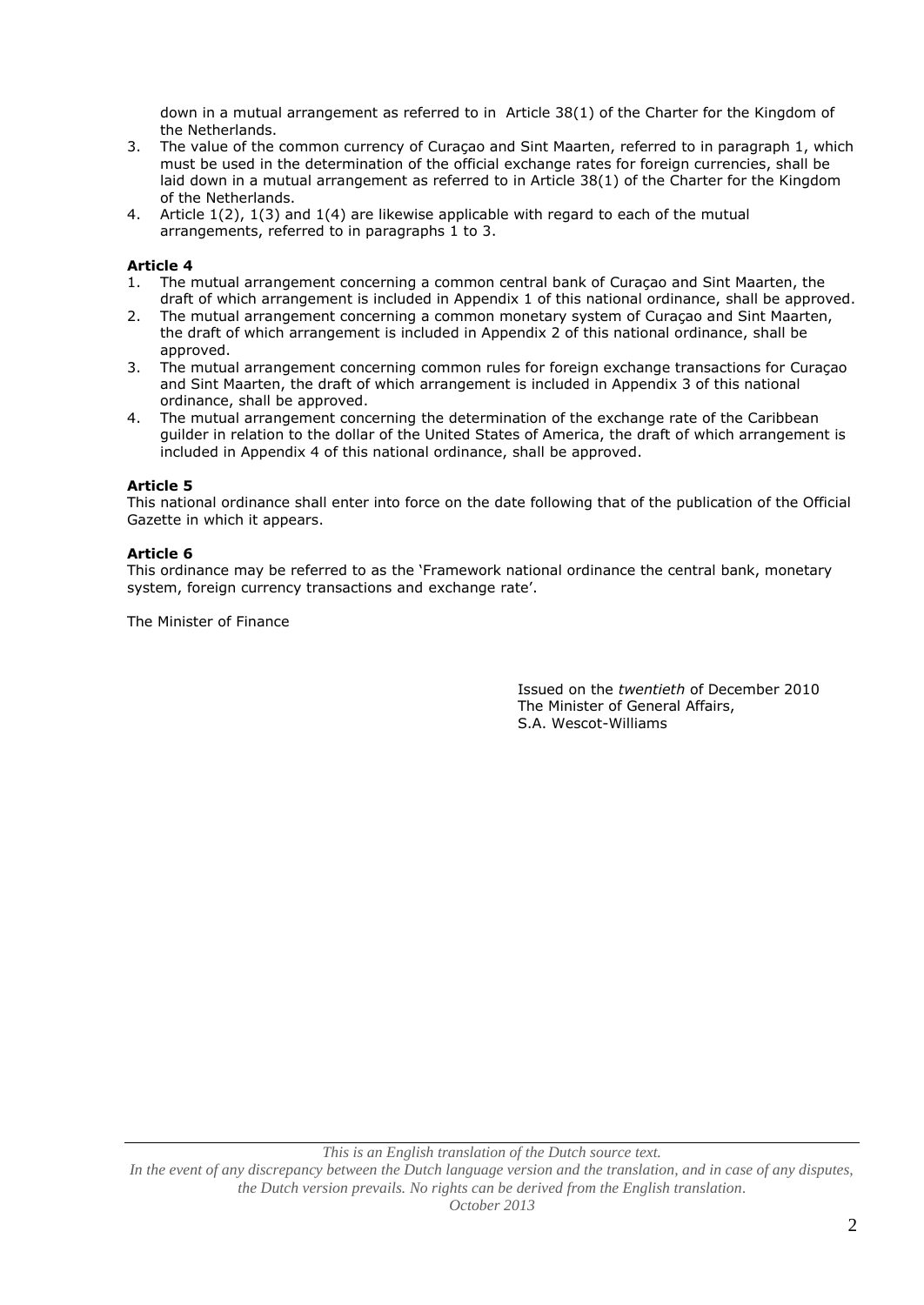down in a mutual arrangement as referred to in Article 38(1) of the Charter for the Kingdom of the Netherlands.

3. The value of the common currency of Curaçao and Sint Maarten, referred to in paragraph 1, which must be used in the determination of the official exchange rates for foreign currencies, shall be laid down in a mutual arrangement as referred to in Article 38(1) of the Charter for the Kingdom of the Netherlands.
4. Article 1(2), 1(3) and 1(4) are likewise applicable with regard to each of the mutual arrangements, referred to in paragraphs 1 to 3.

**Article 4**

1. The mutual arrangement concerning a common central bank of Curaçao and Sint Maarten, the draft of which arrangement is included in Appendix 1 of this national ordinance, shall be approved.
2. The mutual arrangement concerning a common monetary system of Curaçao and Sint Maarten, the draft of which arrangement is included in Appendix 2 of this national ordinance, shall be approved.
3. The mutual arrangement concerning common rules for foreign exchange transactions for Curaçao and Sint Maarten, the draft of which arrangement is included in Appendix 3 of this national ordinance, shall be approved.
4. The mutual arrangement concerning the determination of the exchange rate of the Caribbean guilder in relation to the dollar of the United States of America, the draft of which arrangement is included in Appendix 4 of this national ordinance, shall be approved.

**Article 5**

This national ordinance shall enter into force on the date following that of the publication of the Official Gazette in which it appears.

**Article 6**

This ordinance may be referred to as the 'Framework national ordinance the central bank, monetary system, foreign currency transactions and exchange rate'.

The Minister of Finance

Issued on the *twentieth* of December 2010
The Minister of General Affairs,
S.A. Wescot-Williams

*This is an English translation of the Dutch source text.*
*In the event of any discrepancy between the Dutch language version and the translation, and in case of any disputes, the Dutch version prevails. No rights can be derived from the English translation.*
*October 2013*